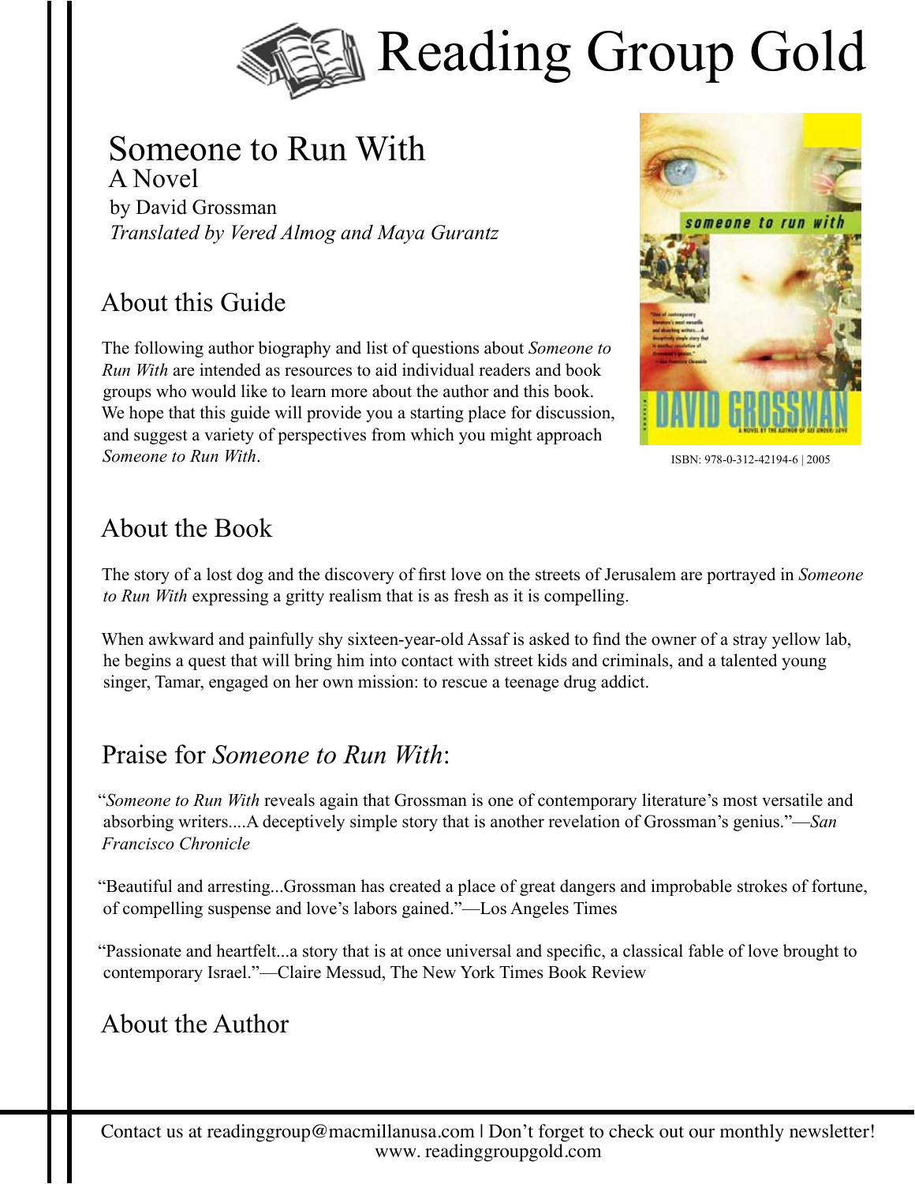# Reading Group Gold

## Someone to Run With

### A Novel

by David Grossman

*Translated by Vered Almog and Maya Gurantz*

ISBN: 978-0-312-42194-6 | 2005

## About this Guide

The following author biography and list of questions about *Someone to Run With* are intended as resources to aid individual readers and book groups who would like to learn more about the author and this book. We hope that this guide will provide you a starting place for discussion, and suggest a variety of perspectives from which you might approach *Someone to Run With*.

## About the Book

The story of a lost dog and the discovery of first love on the streets of Jerusalem are portrayed in *Someone to Run With* expressing a gritty realism that is as fresh as it is compelling.

When awkward and painfully shy sixteen-year-old Assaf is asked to find the owner of a stray yellow lab, he begins a quest that will bring him into contact with street kids and criminals, and a talented young singer, Tamar, engaged on her own mission: to rescue a teenage drug addict.

## Praise for *Someone to Run With*:

"*Someone to Run With* reveals again that Grossman is one of contemporary literature's most versatile and absorbing writers....A deceptively simple story that is another revelation of Grossman's genius."—*San Francisco Chronicle*

"Beautiful and arresting...Grossman has created a place of great dangers and improbable strokes of fortune, of compelling suspense and love's labors gained."—Los Angeles Times

"Passionate and heartfelt...a story that is at once universal and specific, a classical fable of love brought to contemporary Israel."—Claire Messud, The New York Times Book Review

## About the Author

Contact us at readinggroup@macmillanusa.com | Don't forget to check out our monthly newsletter!
www. readinggroupgold.com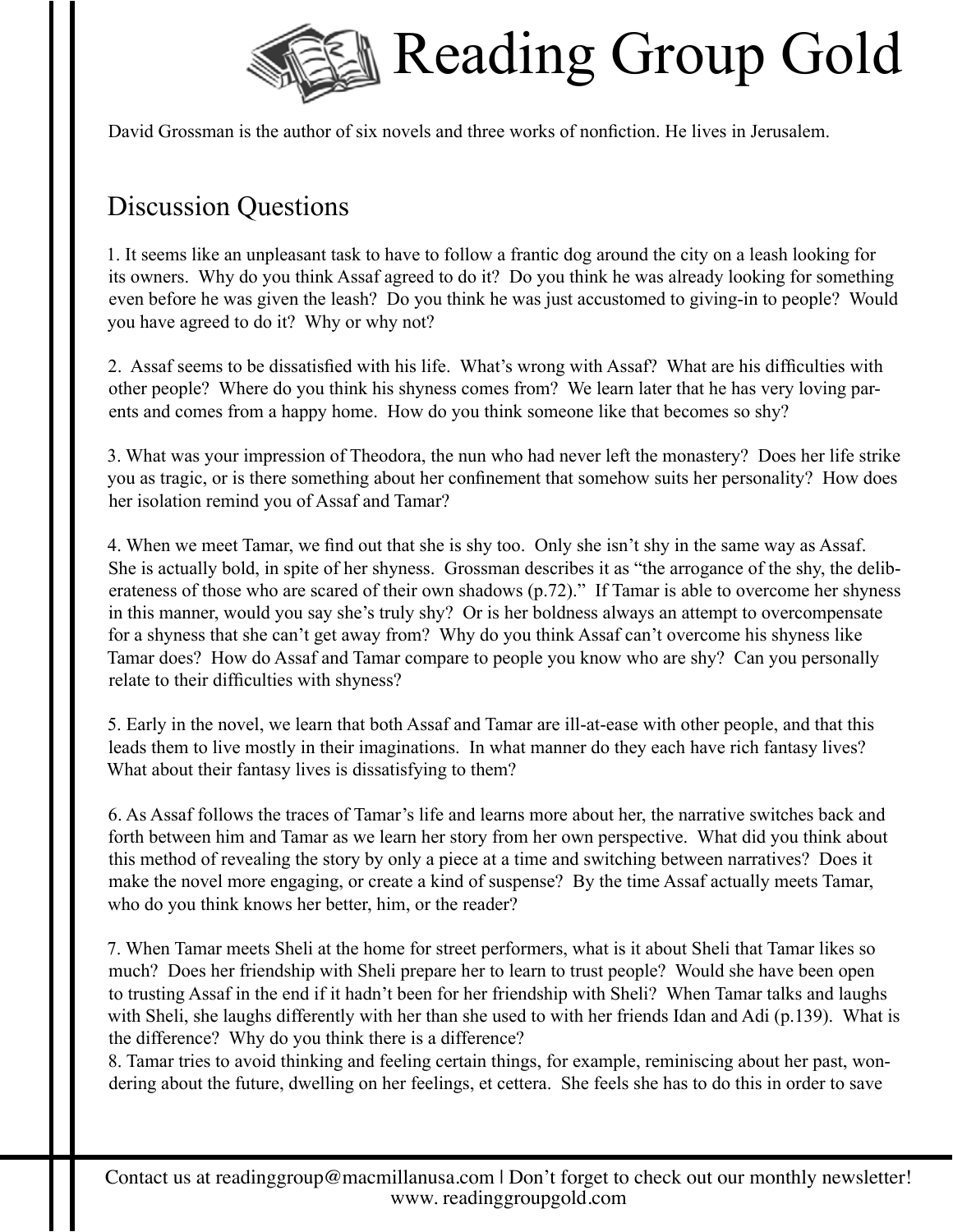David Grossman is the author of six novels and three works of nonfiction. He lives in Jerusalem.

## Discussion Questions

1. It seems like an unpleasant task to have to follow a frantic dog around the city on a leash looking for its owners. Why do you think Assaf agreed to do it? Do you think he was already looking for something even before he was given the leash? Do you think he was just accustomed to giving-in to people? Would you have agreed to do it? Why or why not?

2. Assaf seems to be dissatisfied with his life. What's wrong with Assaf? What are his difficulties with other people? Where do you think his shyness comes from? We learn later that he has very loving parents and comes from a happy home. How do you think someone like that becomes so shy?

3. What was your impression of Theodora, the nun who had never left the monastery? Does her life strike you as tragic, or is there something about her confinement that somehow suits her personality? How does her isolation remind you of Assaf and Tamar?

4. When we meet Tamar, we find out that she is shy too. Only she isn't shy in the same way as Assaf. She is actually bold, in spite of her shyness. Grossman describes it as "the arrogance of the shy, the deliberateness of those who are scared of their own shadows (p.72)." If Tamar is able to overcome her shyness in this manner, would you say she's truly shy? Or is her boldness always an attempt to overcompensate for a shyness that she can't get away from? Why do you think Assaf can't overcome his shyness like Tamar does? How do Assaf and Tamar compare to people you know who are shy? Can you personally relate to their difficulties with shyness?

5. Early in the novel, we learn that both Assaf and Tamar are ill-at-ease with other people, and that this leads them to live mostly in their imaginations. In what manner do they each have rich fantasy lives? What about their fantasy lives is dissatisfying to them?

6. As Assaf follows the traces of Tamar's life and learns more about her, the narrative switches back and forth between him and Tamar as we learn her story from her own perspective. What did you think about this method of revealing the story by only a piece at a time and switching between narratives? Does it make the novel more engaging, or create a kind of suspense? By the time Assaf actually meets Tamar, who do you think knows her better, him, or the reader?

7. When Tamar meets Sheli at the home for street performers, what is it about Sheli that Tamar likes so much? Does her friendship with Sheli prepare her to learn to trust people? Would she have been open to trusting Assaf in the end if it hadn't been for her friendship with Sheli? When Tamar talks and laughs with Sheli, she laughs differently with her than she used to with her friends Idan and Adi (p.139). What is the difference? Why do you think there is a difference?

8. Tamar tries to avoid thinking and feeling certain things, for example, reminiscing about her past, wondering about the future, dwelling on her feelings, et cettera. She feels she has to do this in order to save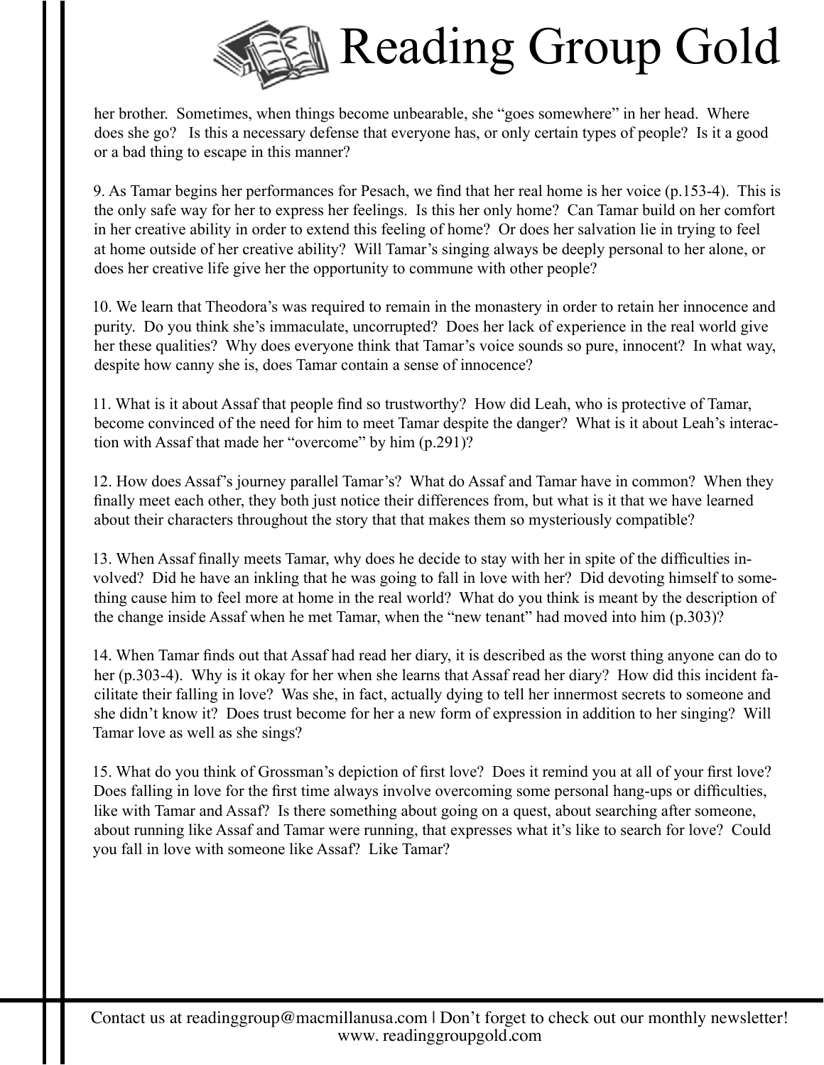her brother. Sometimes, when things become unbearable, she "goes somewhere" in her head. Where does she go? Is this a necessary defense that everyone has, or only certain types of people? Is it a good or a bad thing to escape in this manner?

9. As Tamar begins her performances for Pesach, we find that her real home is her voice (p.153-4). This is the only safe way for her to express her feelings. Is this her only home? Can Tamar build on her comfort in her creative ability in order to extend this feeling of home? Or does her salvation lie in trying to feel at home outside of her creative ability? Will Tamar's singing always be deeply personal to her alone, or does her creative life give her the opportunity to commune with other people?

10. We learn that Theodora's was required to remain in the monastery in order to retain her innocence and purity. Do you think she's immaculate, uncorrupted? Does her lack of experience in the real world give her these qualities? Why does everyone think that Tamar's voice sounds so pure, innocent? In what way, despite how canny she is, does Tamar contain a sense of innocence?

11. What is it about Assaf that people find so trustworthy? How did Leah, who is protective of Tamar, become convinced of the need for him to meet Tamar despite the danger? What is it about Leah's interaction with Assaf that made her "overcome" by him (p.291)?

12. How does Assaf's journey parallel Tamar's? What do Assaf and Tamar have in common? When they finally meet each other, they both just notice their differences from, but what is it that we have learned about their characters throughout the story that that makes them so mysteriously compatible?

13. When Assaf finally meets Tamar, why does he decide to stay with her in spite of the difficulties involved? Did he have an inkling that he was going to fall in love with her? Did devoting himself to something cause him to feel more at home in the real world? What do you think is meant by the description of the change inside Assaf when he met Tamar, when the "new tenant" had moved into him (p.303)?

14. When Tamar finds out that Assaf had read her diary, it is described as the worst thing anyone can do to her (p.303-4). Why is it okay for her when she learns that Assaf read her diary? How did this incident facilitate their falling in love? Was she, in fact, actually dying to tell her innermost secrets to someone and she didn't know it? Does trust become for her a new form of expression in addition to her singing? Will Tamar love as well as she sings?

15. What do you think of Grossman's depiction of first love? Does it remind you at all of your first love? Does falling in love for the first time always involve overcoming some personal hang-ups or difficulties, like with Tamar and Assaf? Is there something about going on a quest, about searching after someone, about running like Assaf and Tamar were running, that expresses what it's like to search for love? Could you fall in love with someone like Assaf? Like Tamar?